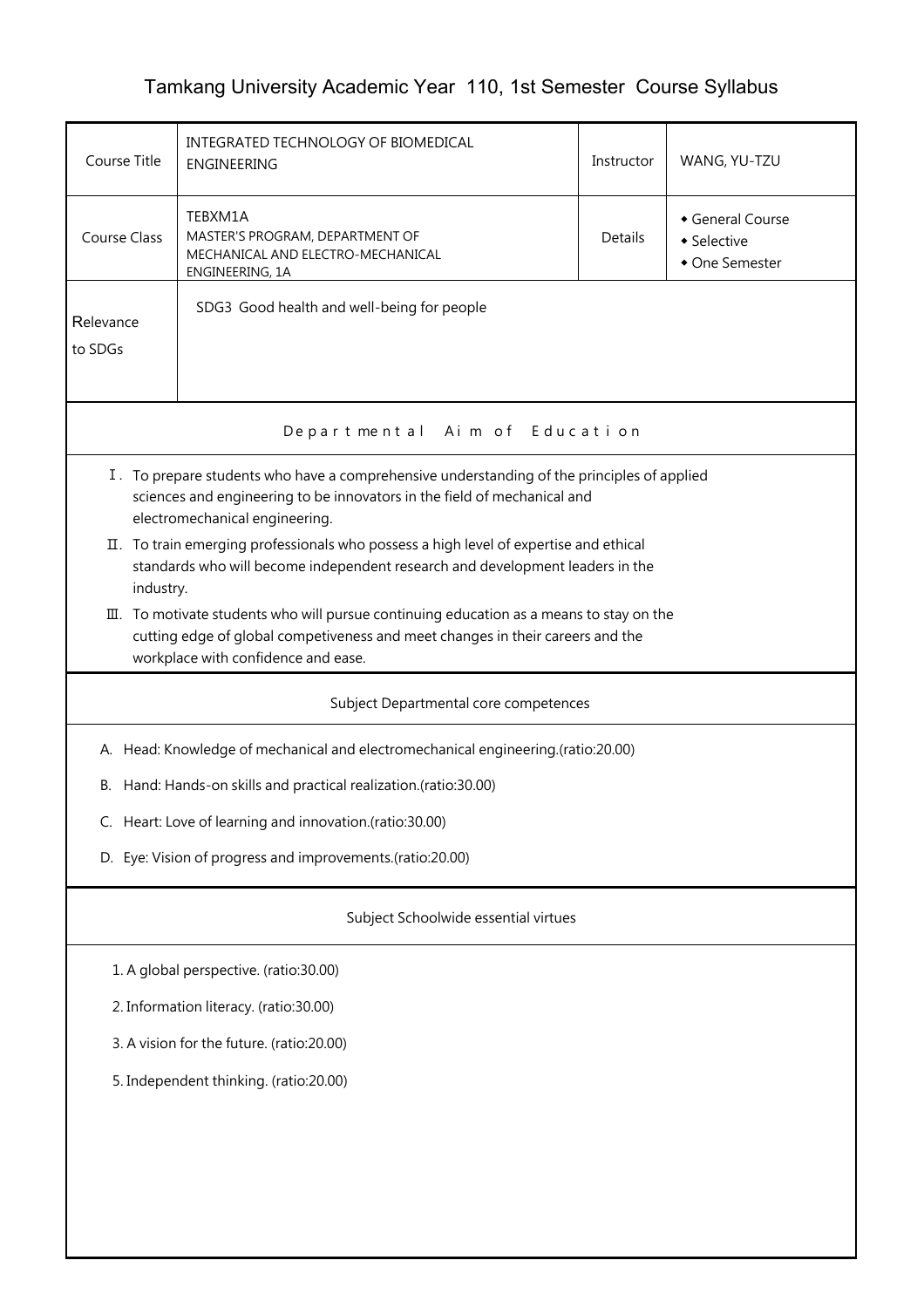# Tamkang University Academic Year 110, 1st Semester Course Syllabus

| Course Title | INTEGRATED TECHNOLOGY OF BIOMEDICAL ENGINEERING | Instructor | WANG, YU-TZU |
|---|---|---|---|
| Course Class | TEBXM1A MASTER'S PROGRAM, DEPARTMENT OF MECHANICAL AND ELECTRO-MECHANICAL ENGINEERING, 1A | Details | ◆ General Course ◆ Selective ◆ One Semester |
| Relevance to SDGs | SDG3 Good health and well-being for people | | |

## Departmental Aim of Education

Ⅰ. To prepare students who have a comprehensive understanding of the principles of applied sciences and engineering to be innovators in the field of mechanical and electromechanical engineering.

Ⅱ. To train emerging professionals who possess a high level of expertise and ethical standards who will become independent research and development leaders in the industry.

Ⅲ. To motivate students who will pursue continuing education as a means to stay on the cutting edge of global competiveness and meet changes in their careers and the workplace with confidence and ease.

## Subject Departmental core competences

A. Head: Knowledge of mechanical and electromechanical engineering.(ratio:20.00)

B. Hand: Hands-on skills and practical realization.(ratio:30.00)

C. Heart: Love of learning and innovation.(ratio:30.00)

D. Eye: Vision of progress and improvements.(ratio:20.00)

## Subject Schoolwide essential virtues

1. A global perspective. (ratio:30.00)
2. Information literacy. (ratio:30.00)
3. A vision for the future. (ratio:20.00)
5. Independent thinking. (ratio:20.00)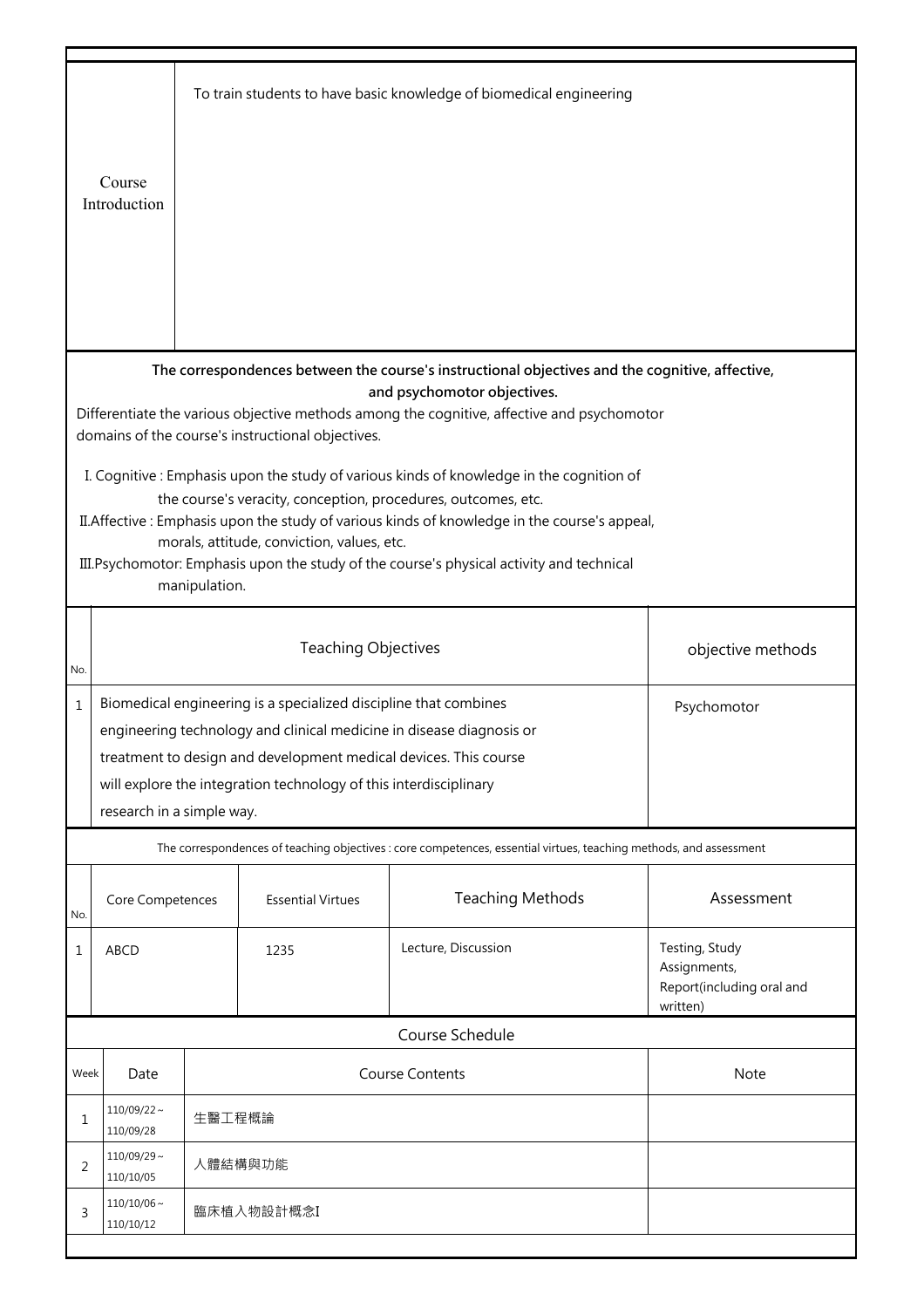| Course Introduction | To train students to have basic knowledge of biomedical engineering |
|---|---|

**The correspondences between the course's instructional objectives and the cognitive, affective, and psychomotor objectives.**

Differentiate the various objective methods among the cognitive, affective and psychomotor domains of the course's instructional objectives.

I. Cognitive : Emphasis upon the study of various kinds of knowledge in the cognition of the course's veracity, conception, procedures, outcomes, etc.

II.Affective : Emphasis upon the study of various kinds of knowledge in the course's appeal, morals, attitude, conviction, values, etc.

III.Psychomotor: Emphasis upon the study of the course's physical activity and technical manipulation.

| No. | Teaching Objectives | objective methods |
|---|---|---|
| 1 | Biomedical engineering is a specialized discipline that combines engineering technology and clinical medicine in disease diagnosis or treatment to design and development medical devices. This course will explore the integration technology of this interdisciplinary research in a simple way. | Psychomotor |

The correspondences of teaching objectives : core competences, essential virtues, teaching methods, and assessment

| No. | Core Competences | Essential Virtues | Teaching Methods | Assessment |
|---|---|---|---|---|
| 1 | ABCD | 1235 | Lecture, Discussion | Testing, Study Assignments, Report(including oral and written) |

Course Schedule

| Week | Date | Course Contents | Note |
|---|---|---|---|
| 1 | 110/09/22～110/09/28 | 生醫工程概論 | |
| 2 | 110/09/29～110/10/05 | 人體結構與功能 | |
| 3 | 110/10/06～110/10/12 | 臨床植入物設計概念I | |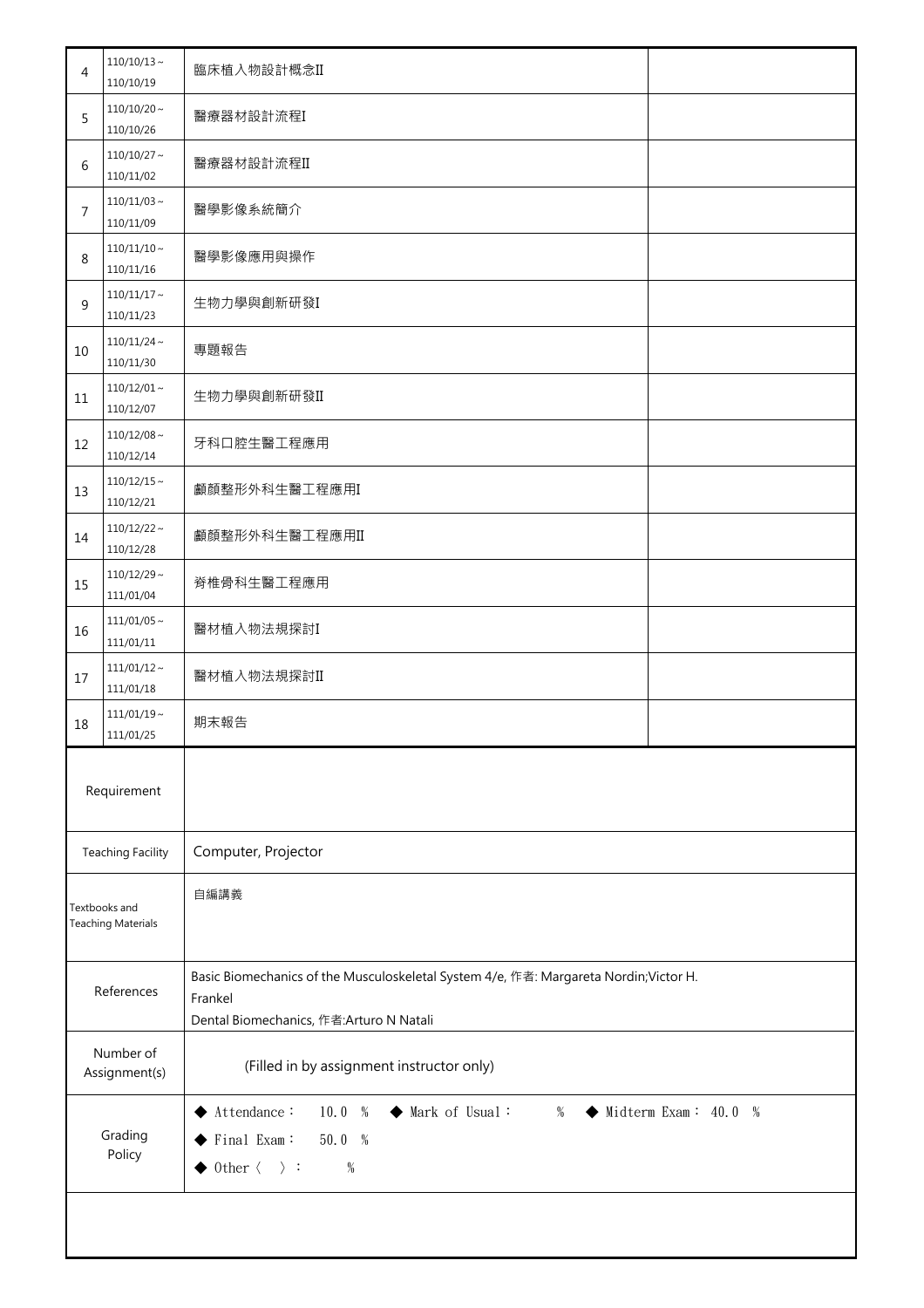| 4 | 110/10/13～110/10/19 | 臨床植入物設計概念II | |
|---|---|---|---|
| 5 | 110/10/20～110/10/26 | 醫療器材設計流程I | |
| 6 | 110/10/27～110/11/02 | 醫療器材設計流程II | |
| 7 | 110/11/03～110/11/09 | 醫學影像系統簡介 | |
| 8 | 110/11/10～110/11/16 | 醫學影像應用與操作 | |
| 9 | 110/11/17～110/11/23 | 生物力學與創新研發I | |
| 10 | 110/11/24～110/11/30 | 專題報告 | |
| 11 | 110/12/01～110/12/07 | 生物力學與創新研發II | |
| 12 | 110/12/08～110/12/14 | 牙科口腔生醫工程應用 | |
| 13 | 110/12/15～110/12/21 | 顱顏整形外科生醫工程應用I | |
| 14 | 110/12/22～110/12/28 | 顱顏整形外科生醫工程應用II | |
| 15 | 110/12/29～111/01/04 | 脊椎骨科生醫工程應用 | |
| 16 | 111/01/05～111/01/11 | 醫材植入物法規探討I | |
| 17 | 111/01/12～111/01/18 | 醫材植入物法規探討II | |
| 18 | 111/01/19～111/01/25 | 期末報告 | |

| | |
|---|---|
| Requirement | |
| Teaching Facility | Computer, Projector |
| Textbooks and Teaching Materials | 自編講義 |
| References | Basic Biomechanics of the Musculoskeletal System 4/e, 作者: Margareta Nordin;Victor H. Frankel<br>Dental Biomechanics, 作者:Arturo N Natali |
| Number of Assignment(s) | (Filled in by assignment instructor only) |
| Grading Policy | ◆ Attendance： 10.0 ％ ◆ Mark of Usual： ％ ◆ Midterm Exam： 40.0 ％<br>◆ Final Exam： 50.0 ％<br>◆ Other〈 〉： ％ |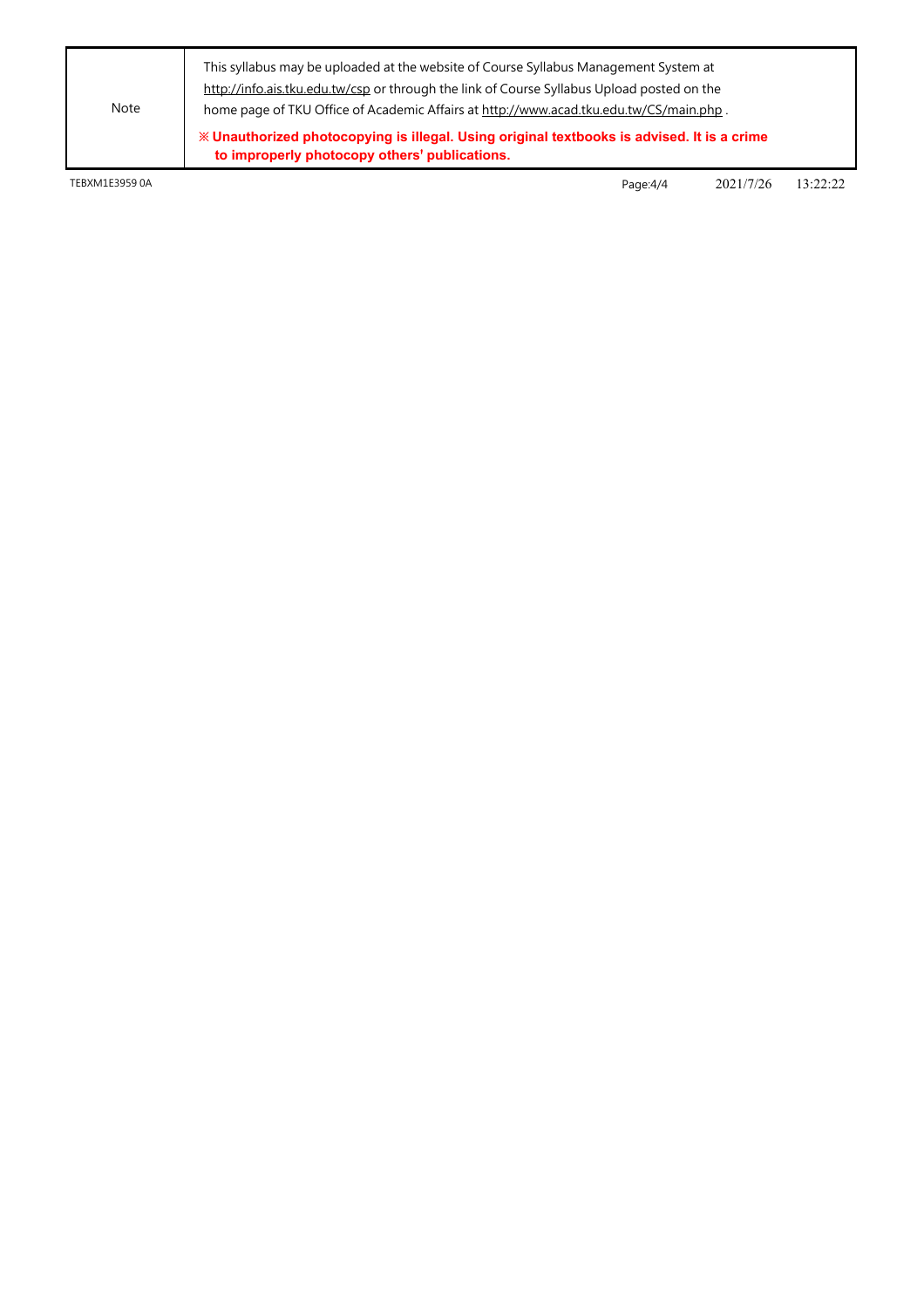| | |
|---|---|
| Note | This syllabus may be uploaded at the website of Course Syllabus Management System at http://info.ais.tku.edu.tw/csp or through the link of Course Syllabus Upload posted on the home page of TKU Office of Academic Affairs at http://www.acad.tku.edu.tw/CS/main.php .<br><br>**※ Unauthorized photocopying is illegal. Using original textbooks is advised. It is a crime to improperly photocopy others' publications.** |

TEBXM1E3959 0A 2021/7/26 13:22:22